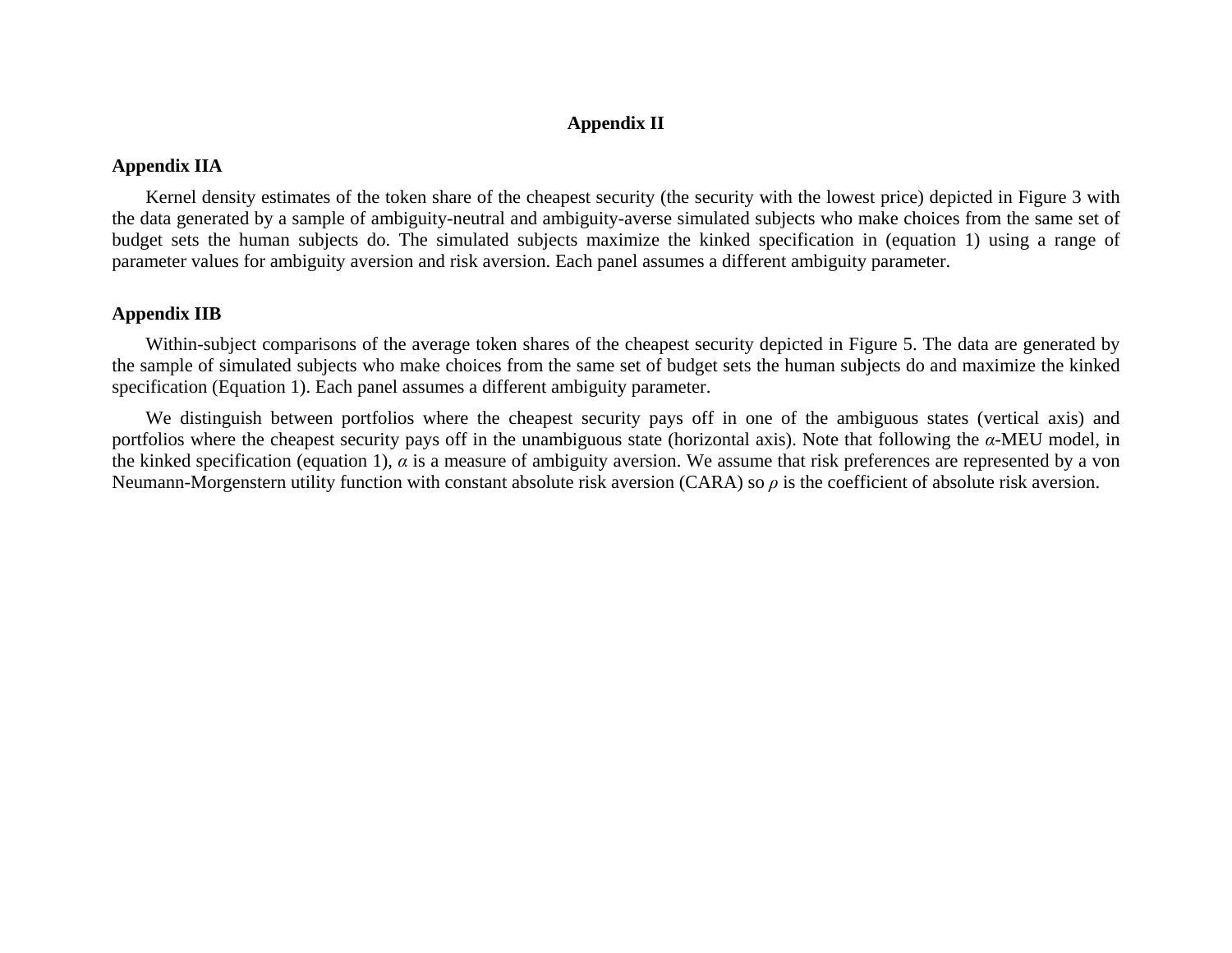# Appendix II

## Appendix IIA

Kernel density estimates of the token share of the cheapest security (the security with the lowest price) depicted in Figure 3 with the data generated by a sample of ambiguity-neutral and ambiguity-averse simulated subjects who make choices from the same set of budget sets the human subjects do. The simulated subjects maximize the kinked specification in (equation 1) using a range of parameter values for ambiguity aversion and risk aversion. Each panel assumes a different ambiguity parameter.

## Appendix IIB

Within-subject comparisons of the average token shares of the cheapest security depicted in Figure 5. The data are generated by the sample of simulated subjects who make choices from the same set of budget sets the human subjects do and maximize the kinked specification (Equation 1). Each panel assumes a different ambiguity parameter.

We distinguish between portfolios where the cheapest security pays off in one of the ambiguous states (vertical axis) and portfolios where the cheapest security pays off in the unambiguous state (horizontal axis). Note that following the $\alpha$-MEU model, in the kinked specification (equation 1), $\alpha$ is a measure of ambiguity aversion. We assume that risk preferences are represented by a von Neumann-Morgenstern utility function with constant absolute risk aversion (CARA) so $\rho$ is the coefficient of absolute risk aversion.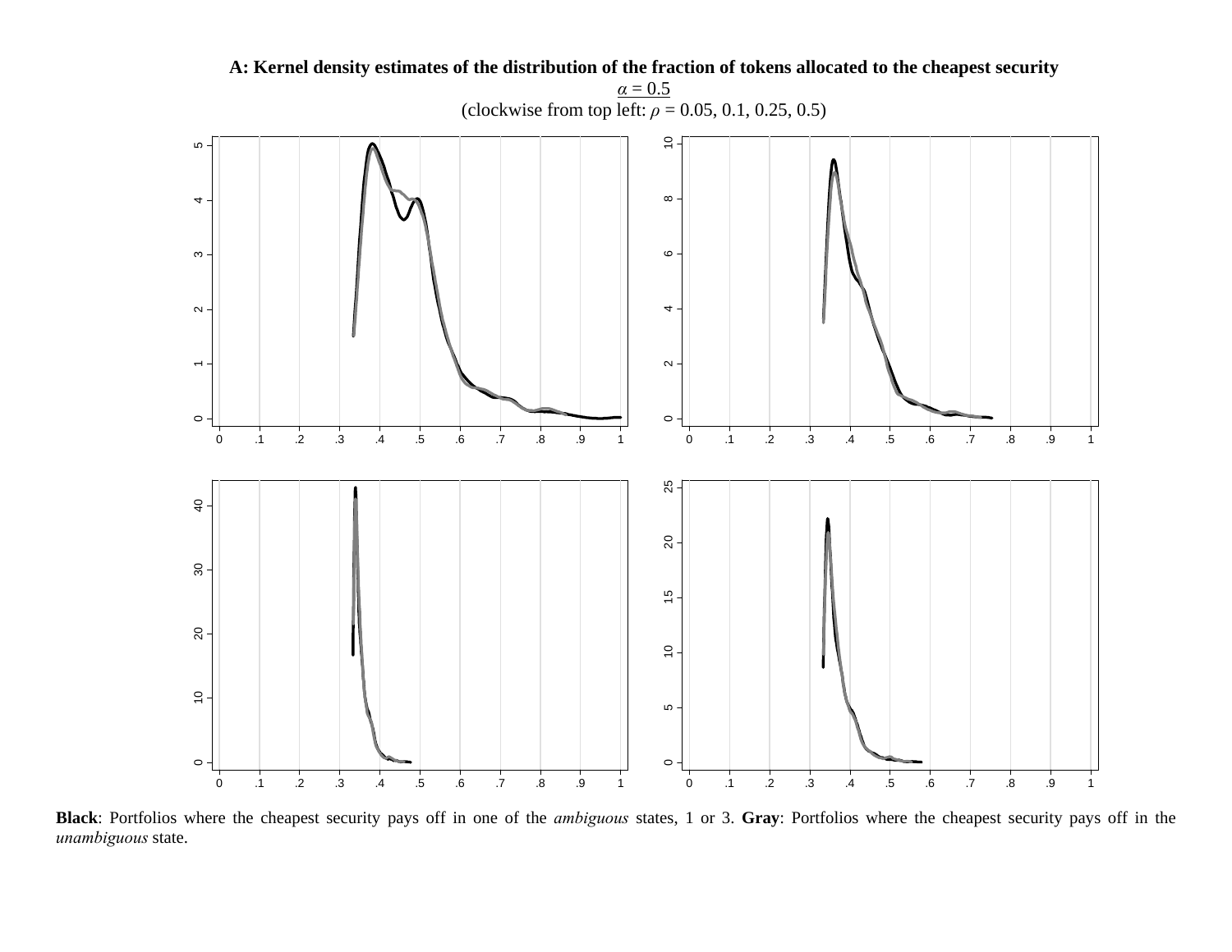**A: Kernel density estimates of the distribution of the fraction of tokens allocated to the cheapest security**

$\underline{\alpha = 0.5}$

(clockwise from top left: $\rho$ = 0.05, 0.1, 0.25, 0.5)

**Black**: Portfolios where the cheapest security pays off in one of the *ambiguous* states, 1 or 3. **Gray**: Portfolios where the cheapest security pays off in the *unambiguous* state.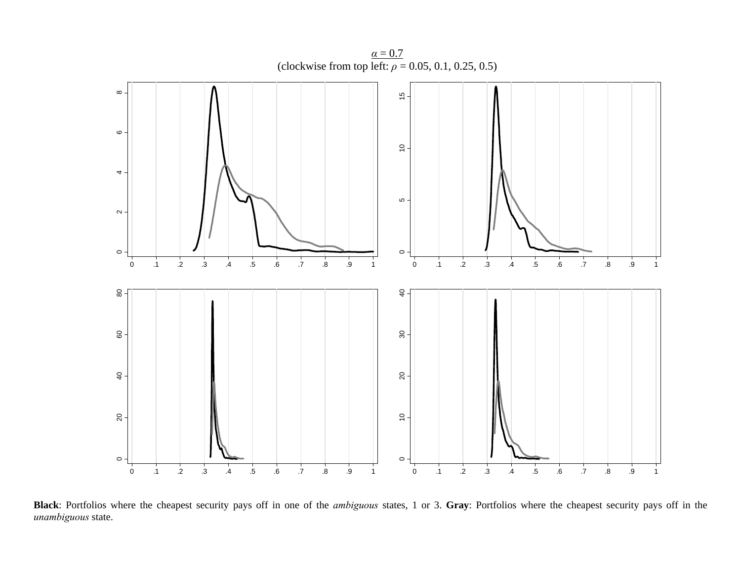$\underline{\alpha = 0.7}$
(clockwise from top left: $\rho$ = 0.05, 0.1, 0.25, 0.5)

**Black**: Portfolios where the cheapest security pays off in one of the *ambiguous* states, 1 or 3. **Gray**: Portfolios where the cheapest security pays off in the *unambiguous* state.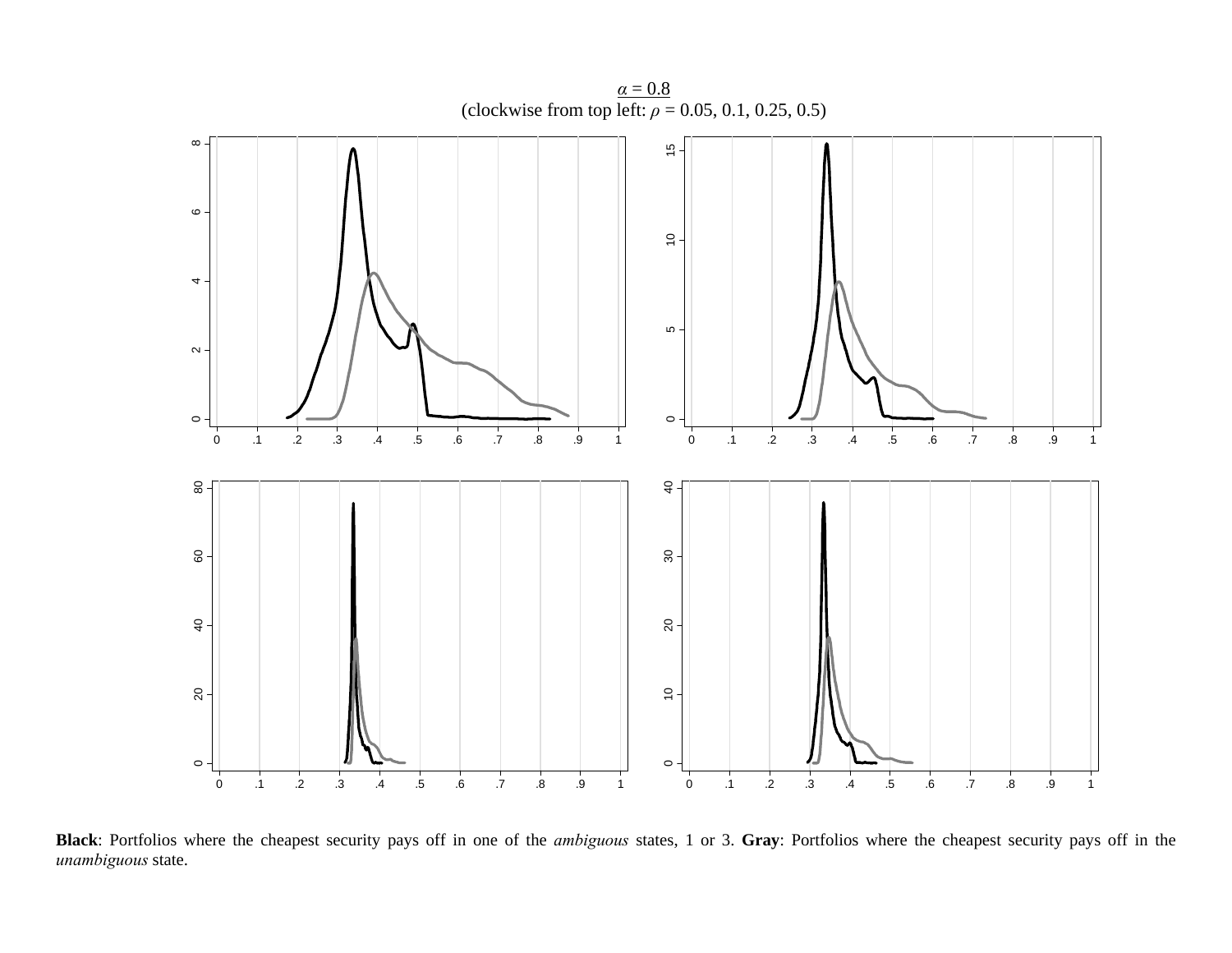<u>$\alpha$ = 0.8</u>
(clockwise from top left: $\rho$ = 0.05, 0.1, 0.25, 0.5)

**Black**: Portfolios where the cheapest security pays off in one of the *ambiguous* states, 1 or 3. **Gray**: Portfolios where the cheapest security pays off in the *unambiguous* state.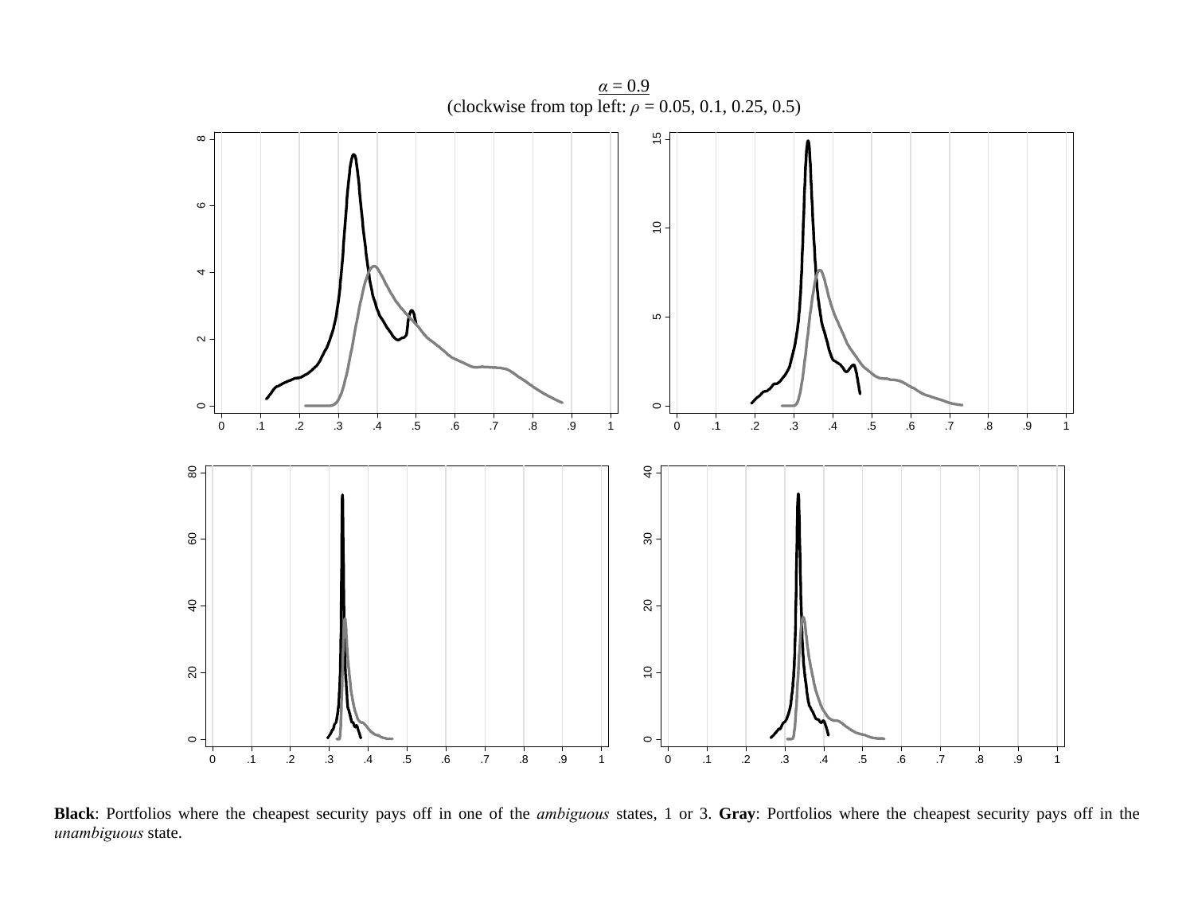$\underline{\alpha = 0.9}$

(clockwise from top left: $\rho$ = 0.05, 0.1, 0.25, 0.5)

**Black**: Portfolios where the cheapest security pays off in one of the *ambiguous* states, 1 or 3. **Gray**: Portfolios where the cheapest security pays off in the *unambiguous* state.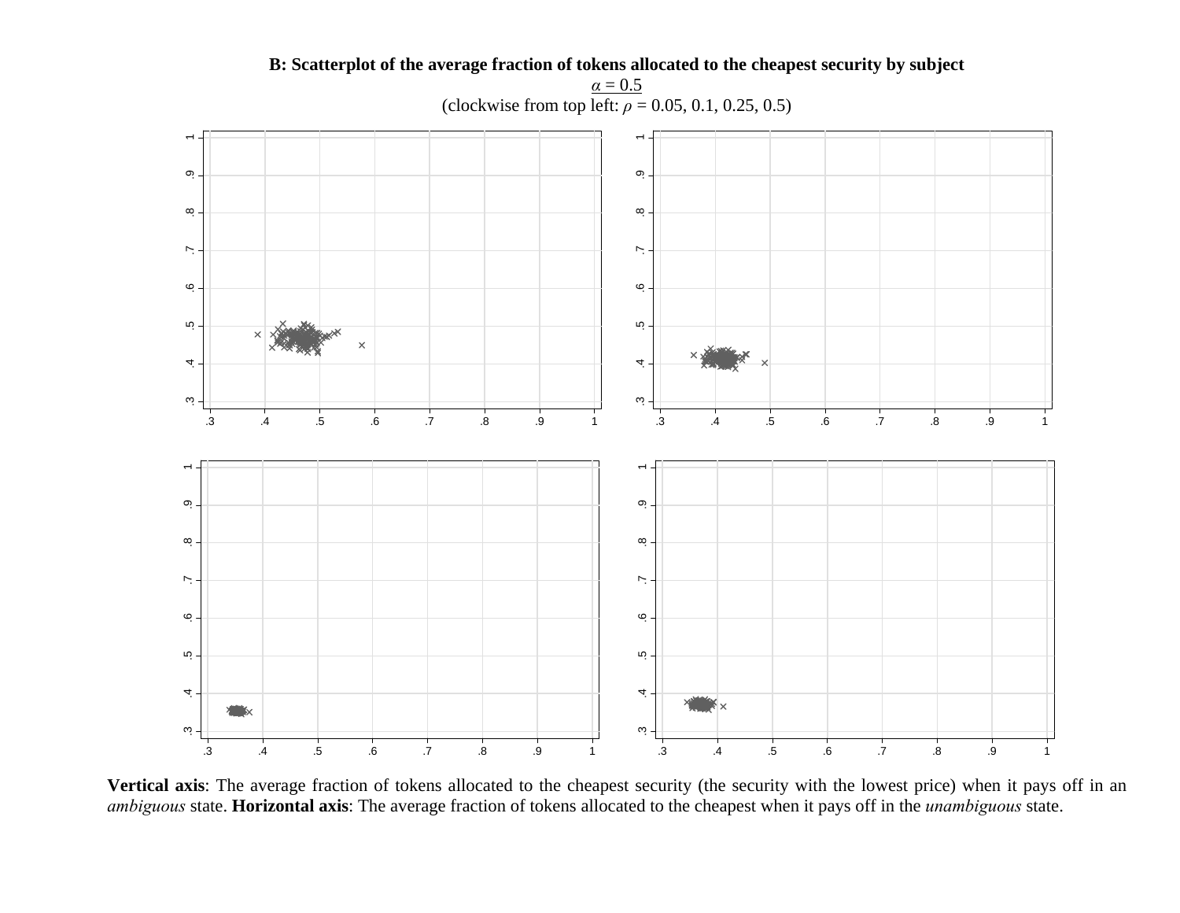**B: Scatterplot of the average fraction of tokens allocated to the cheapest security by subject**

$\alpha = 0.5$

(clockwise from top left: $\rho$ = 0.05, 0.1, 0.25, 0.5)

**Vertical axis**: The average fraction of tokens allocated to the cheapest security (the security with the lowest price) when it pays off in an *ambiguous* state. **Horizontal axis**: The average fraction of tokens allocated to the cheapest when it pays off in the *unambiguous* state.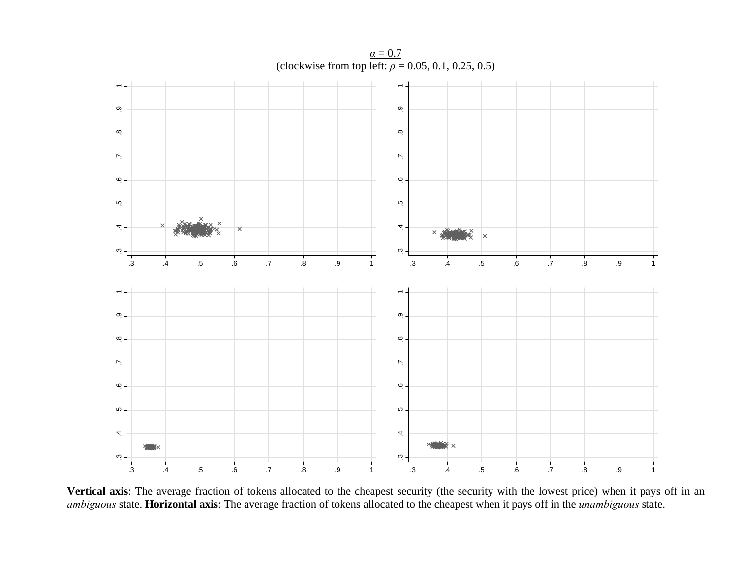$\underline{\alpha = 0.7}$
(clockwise from top left: $\rho$ = 0.05, 0.1, 0.25, 0.5)

**Vertical axis**: The average fraction of tokens allocated to the cheapest security (the security with the lowest price) when it pays off in an *ambiguous* state. **Horizontal axis**: The average fraction of tokens allocated to the cheapest when it pays off in the *unambiguous* state.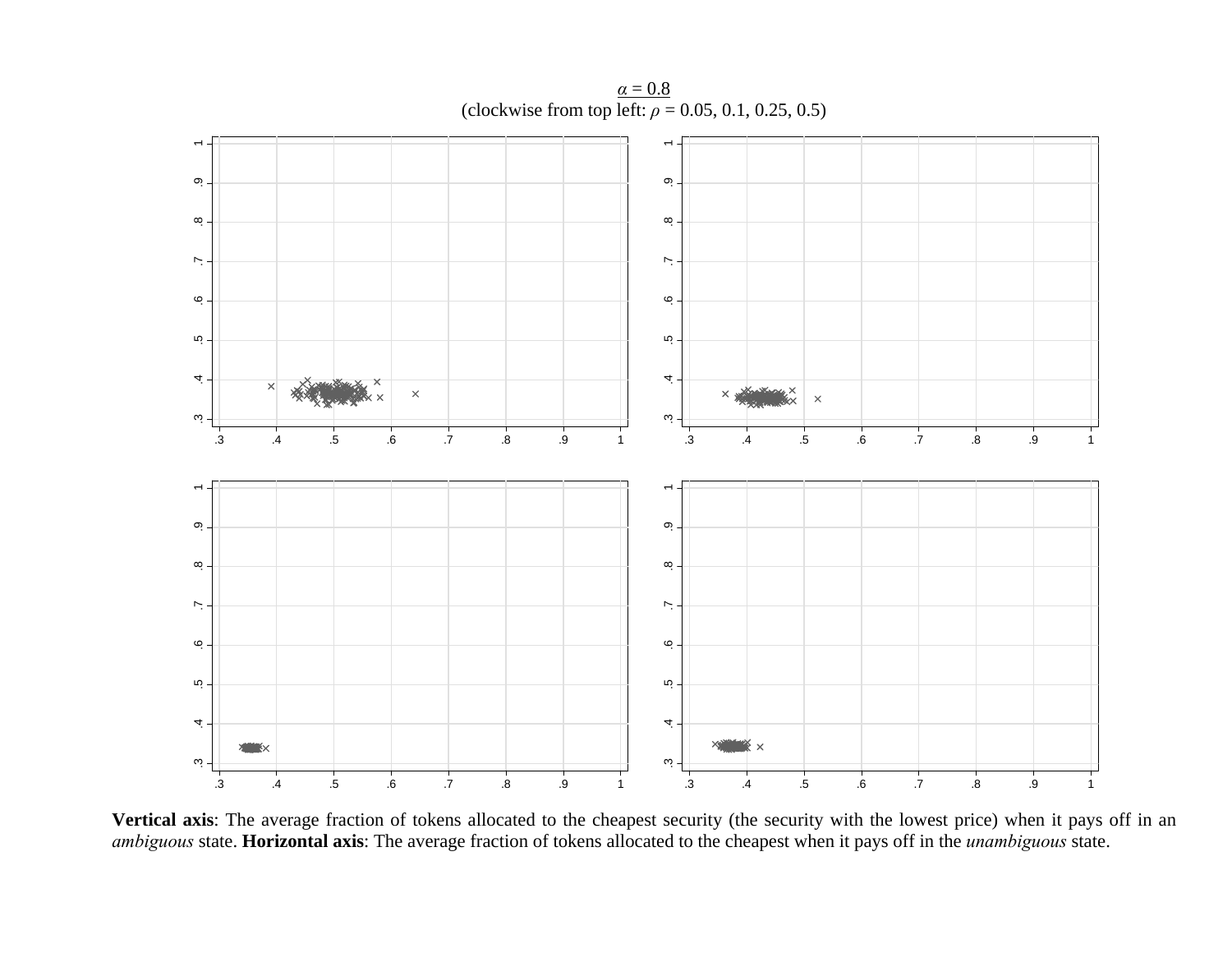$\underline{\alpha = 0.8}$

(clockwise from top left: $\rho$ = 0.05, 0.1, 0.25, 0.5)

**Vertical axis**: The average fraction of tokens allocated to the cheapest security (the security with the lowest price) when it pays off in an *ambiguous* state. **Horizontal axis**: The average fraction of tokens allocated to the cheapest when it pays off in the *unambiguous* state.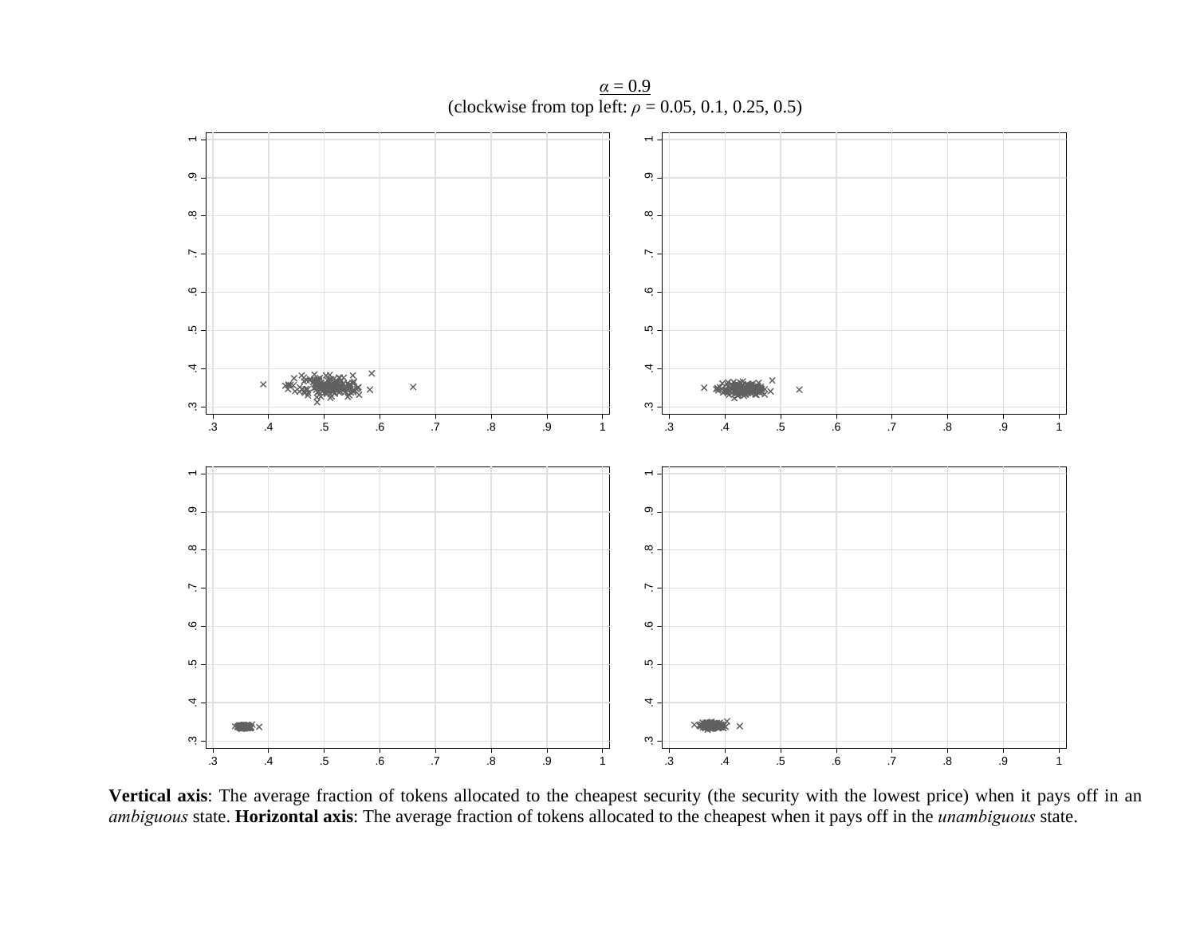$\alpha$ = 0.9

(clockwise from top left: $\rho$ = 0.05, 0.1, 0.25, 0.5)

.3 .4 .5 .6 .7 .8 .9 1

.3 .4 .5 .6 .7 .8 .9 1

**Vertical axis**: The average fraction of tokens allocated to the cheapest security (the security with the lowest price) when it pays off in an *ambiguous* state. **Horizontal axis**: The average fraction of tokens allocated to the cheapest when it pays off in the *unambiguous* state.